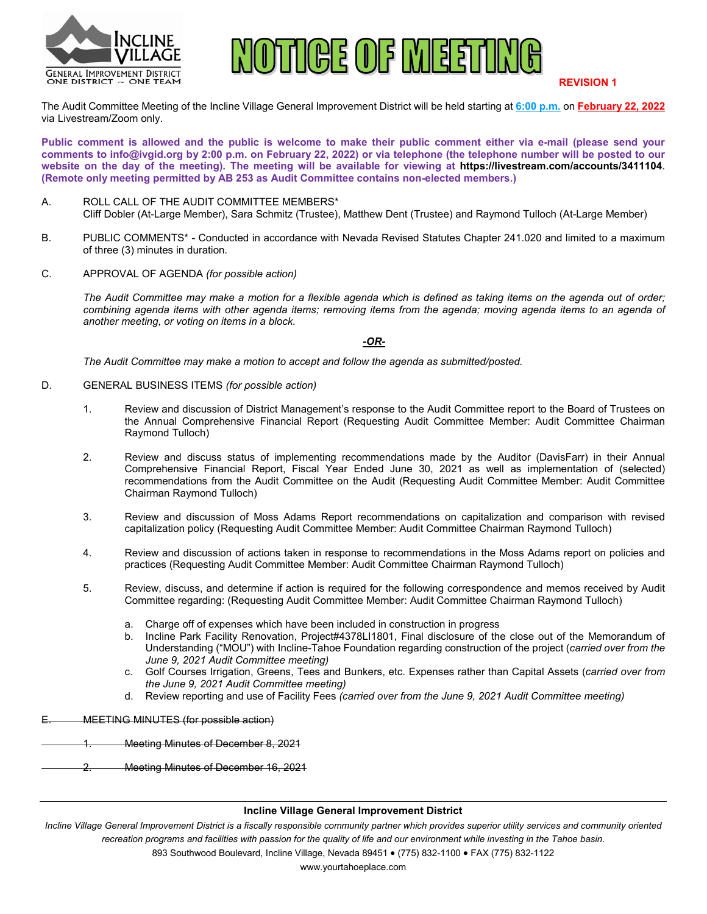# NOTICE OF MEETING

**REVISION 1**

The Audit Committee Meeting of the Incline Village General Improvement District will be held starting at **6:00 p.m.** on **February 22, 2022** via Livestream/Zoom only.

**Public comment is allowed and the public is welcome to make their public comment either via e-mail (please send your comments to info@ivgid.org by 2:00 p.m. on February 22, 2022) or via telephone (the telephone number will be posted to our website on the day of the meeting). The meeting will be available for viewing at https://livestream.com/accounts/3411104. (Remote only meeting permitted by AB 253 as Audit Committee contains non-elected members.)**

A. ROLL CALL OF THE AUDIT COMMITTEE MEMBERS*
Cliff Dobler (At-Large Member), Sara Schmitz (Trustee), Matthew Dent (Trustee) and Raymond Tulloch (At-Large Member)

B. PUBLIC COMMENTS* - Conducted in accordance with Nevada Revised Statutes Chapter 241.020 and limited to a maximum of three (3) minutes in duration.

C. APPROVAL OF AGENDA *(for possible action)*

*The Audit Committee may make a motion for a flexible agenda which is defined as taking items on the agenda out of order; combining agenda items with other agenda items; removing items from the agenda; moving agenda items to an agenda of another meeting, or voting on items in a block.*

***-OR-***

*The Audit Committee may make a motion to accept and follow the agenda as submitted/posted.*

D. GENERAL BUSINESS ITEMS *(for possible action)*

1. Review and discussion of District Management's response to the Audit Committee report to the Board of Trustees on the Annual Comprehensive Financial Report (Requesting Audit Committee Member: Audit Committee Chairman Raymond Tulloch)

2. Review and discuss status of implementing recommendations made by the Auditor (DavisFarr) in their Annual Comprehensive Financial Report, Fiscal Year Ended June 30, 2021 as well as implementation of (selected) recommendations from the Audit Committee on the Audit (Requesting Audit Committee Member: Audit Committee Chairman Raymond Tulloch)

3. Review and discussion of Moss Adams Report recommendations on capitalization and comparison with revised capitalization policy (Requesting Audit Committee Member: Audit Committee Chairman Raymond Tulloch)

4. Review and discussion of actions taken in response to recommendations in the Moss Adams report on policies and practices (Requesting Audit Committee Member: Audit Committee Chairman Raymond Tulloch)

5. Review, discuss, and determine if action is required for the following correspondence and memos received by Audit Committee regarding: (Requesting Audit Committee Member: Audit Committee Chairman Raymond Tulloch)

   a. Charge off of expenses which have been included in construction in progress
   b. Incline Park Facility Renovation, Project#4378LI1801, Final disclosure of the close out of the Memorandum of Understanding ("MOU") with Incline-Tahoe Foundation regarding construction of the project (*carried over from the June 9, 2021 Audit Committee meeting)*
   c. Golf Courses Irrigation, Greens, Tees and Bunkers, etc. Expenses rather than Capital Assets (*carried over from the June 9, 2021 Audit Committee meeting)*
   d. Review reporting and use of Facility Fees *(carried over from the June 9, 2021 Audit Committee meeting)*

~~E. MEETING MINUTES (for possible action)~~

~~1. Meeting Minutes of December 8, 2021~~

~~2. Meeting Minutes of December 16, 2021~~

**Incline Village General Improvement District**

*Incline Village General Improvement District is a fiscally responsible community partner which provides superior utility services and community oriented recreation programs and facilities with passion for the quality of life and our environment while investing in the Tahoe basin.*

893 Southwood Boulevard, Incline Village, Nevada 89451 • (775) 832-1100 • FAX (775) 832-1122

www.yourtahoeplace.com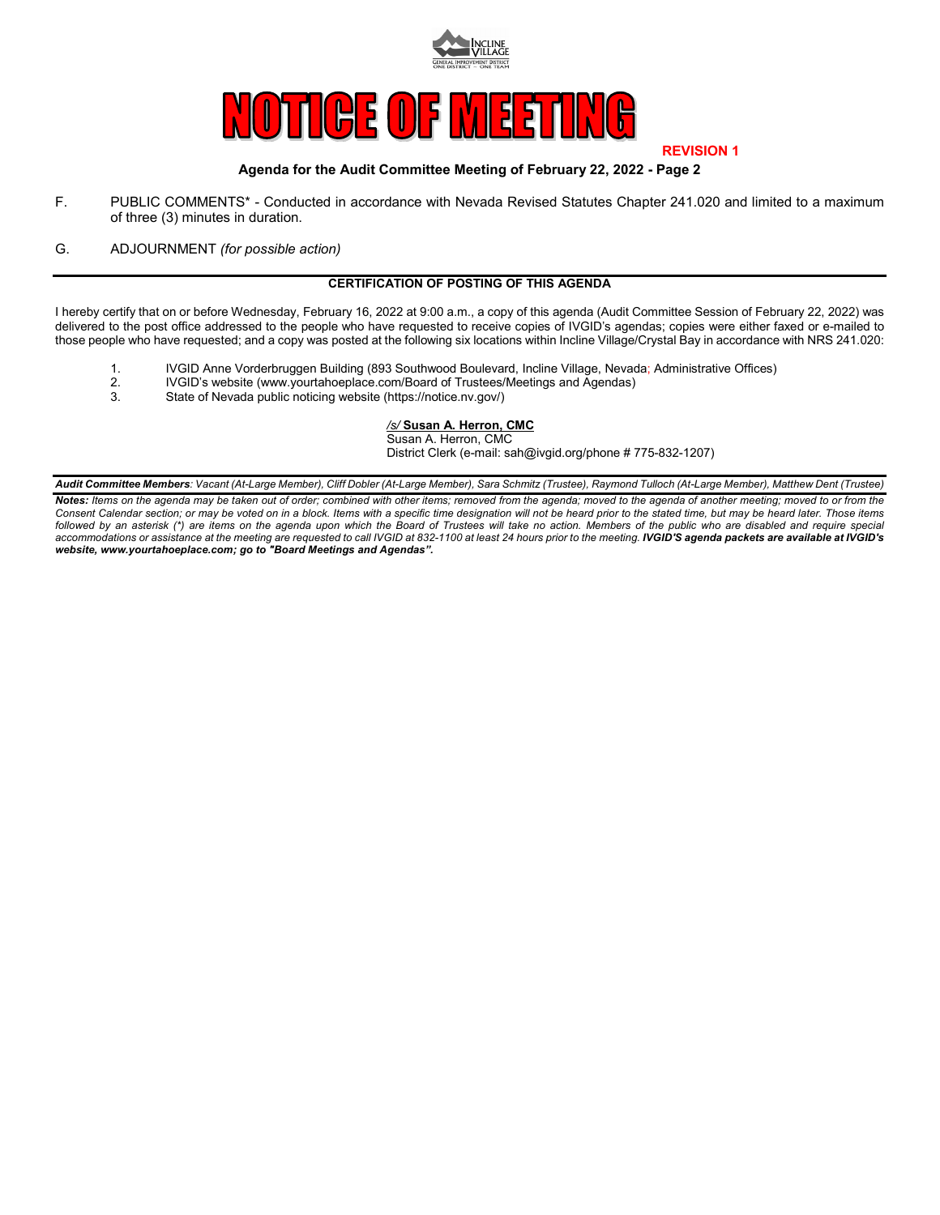# NOTICE OF MEETING

**REVISION 1**

**Agenda for the Audit Committee Meeting of February 22, 2022 - Page 2**

F. PUBLIC COMMENTS* - Conducted in accordance with Nevada Revised Statutes Chapter 241.020 and limited to a maximum of three (3) minutes in duration.

G. ADJOURNMENT *(for possible action)*

---

**CERTIFICATION OF POSTING OF THIS AGENDA**

I hereby certify that on or before Wednesday, February 16, 2022 at 9:00 a.m., a copy of this agenda (Audit Committee Session of February 22, 2022) was delivered to the post office addressed to the people who have requested to receive copies of IVGID's agendas; copies were either faxed or e-mailed to those people who have requested; and a copy was posted at the following six locations within Incline Village/Crystal Bay in accordance with NRS 241.020:

1. IVGID Anne Vorderbruggen Building (893 Southwood Boulevard, Incline Village, Nevada; Administrative Offices)
2. IVGID's website (www.yourtahoeplace.com/Board of Trustees/Meetings and Agendas)
3. State of Nevada public noticing website (https://notice.nv.gov/)

*/s/* **Susan A. Herron, CMC**
Susan A. Herron, CMC
District Clerk (e-mail: sah@ivgid.org/phone # 775-832-1207)

---

***Audit Committee Members**: Vacant (At-Large Member), Cliff Dobler (At-Large Member), Sara Schmitz (Trustee), Raymond Tulloch (At-Large Member), Matthew Dent (Trustee)*

***Notes:** Items on the agenda may be taken out of order; combined with other items; removed from the agenda; moved to the agenda of another meeting; moved to or from the Consent Calendar section; or may be voted on in a block. Items with a specific time designation will not be heard prior to the stated time, but may be heard later. Those items followed by an asterisk (*) are items on the agenda upon which the Board of Trustees will take no action. Members of the public who are disabled and require special accommodations or assistance at the meeting are requested to call IVGID at 832-1100 at least 24 hours prior to the meeting. **IVGID'S agenda packets are available at IVGID's website, www.yourtahoeplace.com; go to "Board Meetings and Agendas".***